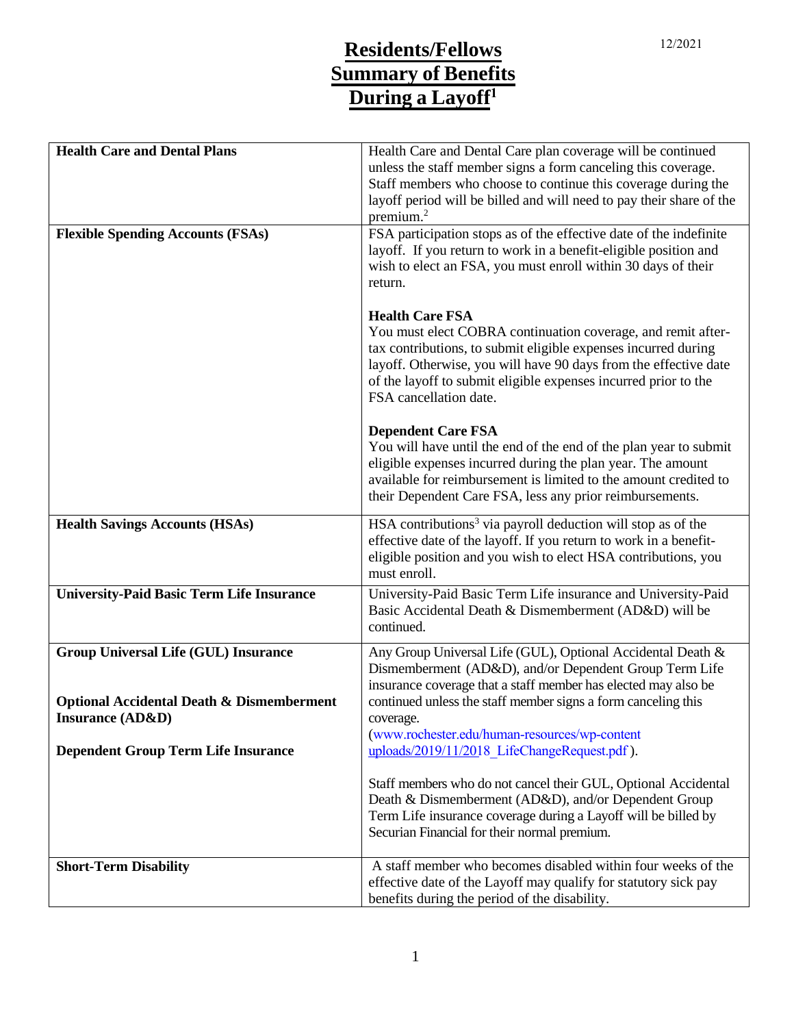12/2021

# Residents/Fellows Summary of Benefits During a Layoff[1]

| | |
|---|---|
| **Health Care and Dental Plans** | Health Care and Dental Care plan coverage will be continued unless the staff member signs a form canceling this coverage. Staff members who choose to continue this coverage during the layoff period will be billed and will need to pay their share of the premium.[2] |
| **Flexible Spending Accounts (FSAs)** | FSA participation stops as of the effective date of the indefinite layoff. If you return to work in a benefit-eligible position and wish to elect an FSA, you must enroll within 30 days of their return.<br><br>**Health Care FSA**<br>You must elect COBRA continuation coverage, and remit after-tax contributions, to submit eligible expenses incurred during layoff. Otherwise, you will have 90 days from the effective date of the layoff to submit eligible expenses incurred prior to the FSA cancellation date.<br><br>**Dependent Care FSA**<br>You will have until the end of the end of the plan year to submit eligible expenses incurred during the plan year. The amount available for reimbursement is limited to the amount credited to their Dependent Care FSA, less any prior reimbursements. |
| **Health Savings Accounts (HSAs)** | HSA contributions[3] via payroll deduction will stop as of the effective date of the layoff. If you return to work in a benefit-eligible position and you wish to elect HSA contributions, you must enroll. |
| **University-Paid Basic Term Life Insurance** | University-Paid Basic Term Life insurance and University-Paid Basic Accidental Death & Dismemberment (AD&D) will be continued. |
| **Group Universal Life (GUL) Insurance**<br><br>**Optional Accidental Death & Dismemberment Insurance (AD&D)**<br><br>**Dependent Group Term Life Insurance** | Any Group Universal Life (GUL), Optional Accidental Death & Dismemberment (AD&D), and/or Dependent Group Term Life insurance coverage that a staff member has elected may also be continued unless the staff member signs a form canceling this coverage. (www.rochester.edu/human-resources/wp-content uploads/2019/11/2018_LifeChangeRequest.pdf ).<br><br>Staff members who do not cancel their GUL, Optional Accidental Death & Dismemberment (AD&D), and/or Dependent Group Term Life insurance coverage during a Layoff will be billed by Securian Financial for their normal premium. |
| **Short-Term Disability** | A staff member who becomes disabled within four weeks of the effective date of the Layoff may qualify for statutory sick pay benefits during the period of the disability. |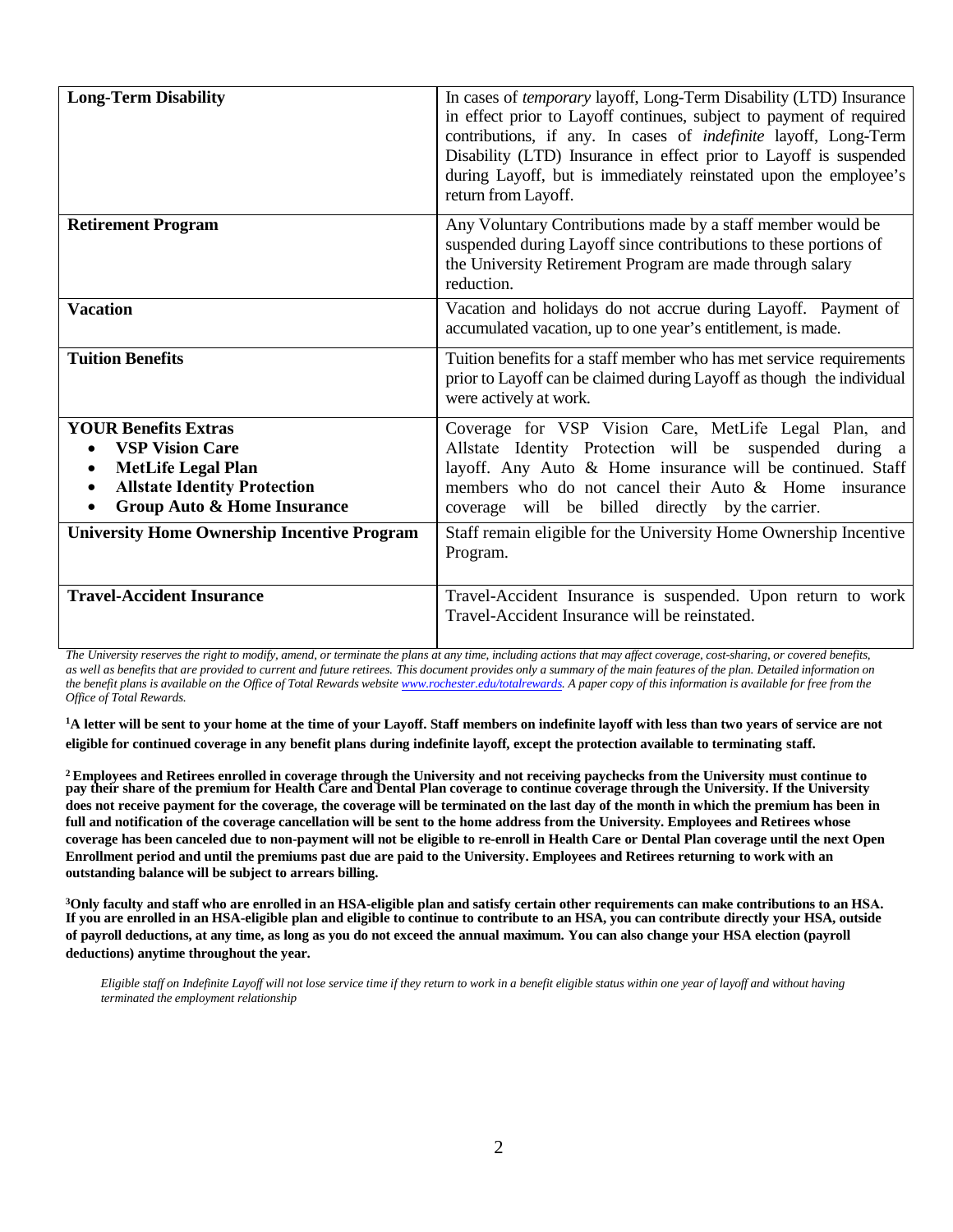| | |
|---|---|
| **Long-Term Disability** | In cases of *temporary* layoff, Long-Term Disability (LTD) Insurance in effect prior to Layoff continues, subject to payment of required contributions, if any. In cases of *indefinite* layoff, Long-Term Disability (LTD) Insurance in effect prior to Layoff is suspended during Layoff, but is immediately reinstated upon the employee's return from Layoff. |
| **Retirement Program** | Any Voluntary Contributions made by a staff member would be suspended during Layoff since contributions to these portions of the University Retirement Program are made through salary reduction. |
| **Vacation** | Vacation and holidays do not accrue during Layoff. Payment of accumulated vacation, up to one year's entitlement, is made. |
| **Tuition Benefits** | Tuition benefits for a staff member who has met service requirements prior to Layoff can be claimed during Layoff as though the individual were actively at work. |
| **YOUR Benefits Extras**<br>• **VSP Vision Care**<br>• **MetLife Legal Plan**<br>• **Allstate Identity Protection**<br>• **Group Auto & Home Insurance** | Coverage for VSP Vision Care, MetLife Legal Plan, and Allstate Identity Protection will be suspended during a layoff. Any Auto & Home insurance will be continued. Staff members who do not cancel their Auto & Home insurance coverage will be billed directly by the carrier. |
| **University Home Ownership Incentive Program** | Staff remain eligible for the University Home Ownership Incentive Program. |
| **Travel-Accident Insurance** | Travel-Accident Insurance is suspended. Upon return to work Travel-Accident Insurance will be reinstated. |

*The University reserves the right to modify, amend, or terminate the plans at any time, including actions that may affect coverage, cost-sharing, or covered benefits, as well as benefits that are provided to current and future retirees. This document provides only a summary of the main features of the plan. Detailed information on the benefit plans is available on the Office of Total Rewards website [www.rochester.edu/totalrewards](http://www.rochester.edu/totalrewards). A paper copy of this information is available for free from the Office of Total Rewards.*

**[1] A letter will be sent to your home at the time of your Layoff. Staff members on indefinite layoff with less than two years of service are not eligible for continued coverage in any benefit plans during indefinite layoff, except the protection available to terminating staff.**

**[2] Employees and Retirees enrolled in coverage through the University and not receiving paychecks from the University must continue to pay their share of the premium for Health Care and Dental Plan coverage to continue coverage through the University. If the University does not receive payment for the coverage, the coverage will be terminated on the last day of the month in which the premium has been in full and notification of the coverage cancellation will be sent to the home address from the University. Employees and Retirees whose coverage has been canceled due to non-payment will not be eligible to re-enroll in Health Care or Dental Plan coverage until the next Open Enrollment period and until the premiums past due are paid to the University. Employees and Retirees returning to work with an outstanding balance will be subject to arrears billing.**

**[3] Only faculty and staff who are enrolled in an HSA-eligible plan and satisfy certain other requirements can make contributions to an HSA. If you are enrolled in an HSA-eligible plan and eligible to continue to contribute to an HSA, you can contribute directly your HSA, outside of payroll deductions, at any time, as long as you do not exceed the annual maximum. You can also change your HSA election (payroll deductions) anytime throughout the year.**

*Eligible staff on Indefinite Layoff will not lose service time if they return to work in a benefit eligible status within one year of layoff and without having terminated the employment relationship*